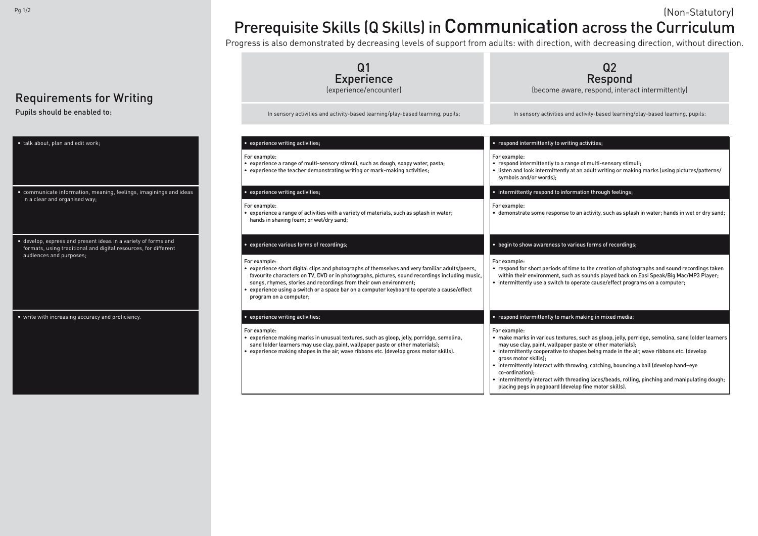(Non-Statutory)

# Prerequisite Skills (Q Skills) in Communication across the Curriculum

Progress is also demonstrated by decreasing levels of support from adults: with direction, with decreasing direction, without direction.

## Requirements for Writing

Pupils should be enabled to:

| Requirements for Writing | Q1 Experience (experience/encounter) | Q2 Respond (become aware, respond, interact intermittently) |
| --- | --- | --- |
| | In sensory activities and activity-based learning/play-based learning, pupils: | In sensory activities and activity-based learning/play-based learning, pupils: |
| • talk about, plan and edit work; | • experience writing activities;<br><br>For example:<br>• experience a range of multi-sensory stimuli, such as dough, soapy water, pasta;<br>• experience the teacher demonstrating writing or mark-making activities; | • respond intermittently to writing activities;<br><br>For example:<br>• respond intermittently to a range of multi-sensory stimuli;<br>• listen and look intermittently at an adult writing or making marks (using pictures/patterns/ symbols and/or words); |
| • communicate information, meaning, feelings, imaginings and ideas in a clear and organised way; | • experience writing activities;<br><br>For example:<br>• experience a range of activities with a variety of materials, such as splash in water; hands in shaving foam; or wet/dry sand; | • intermittently respond to information through feelings;<br><br>For example:<br>• demonstrate some response to an activity, such as splash in water; hands in wet or dry sand; |
| • develop, express and present ideas in a variety of forms and formats, using traditional and digital resources, for different audiences and purposes; | • experience various forms of recordings;<br><br>For example:<br>• experience short digital clips and photographs of themselves and very familiar adults/peers, favourite characters on TV, DVD or in photographs, pictures, sound recordings including music, songs, rhymes, stories and recordings from their own environment;<br>• experience using a switch or a space bar on a computer keyboard to operate a cause/effect program on a computer; | • begin to show awareness to various forms of recordings;<br><br>For example:<br>• respond for short periods of time to the creation of photographs and sound recordings taken within their environment, such as sounds played back on Easi Speak/Big Mac/MP3 Player;<br>• intermittently use a switch to operate cause/effect programs on a computer; |
| • write with increasing accuracy and proficiency. | • experience writing activities;<br><br>For example:<br>• experience making marks in unusual textures, such as gloop, jelly, porridge, semolina, sand (older learners may use clay, paint, wallpaper paste or other materials);<br>• experience making shapes in the air, wave ribbons etc. (develop gross motor skills). | • respond intermittently to mark making in mixed media;<br><br>For example:<br>• make marks in various textures, such as gloop, jelly, porridge, semolina, sand (older learners may use clay, paint, wallpaper paste or other materials);<br>• intermittently cooperative to shapes being made in the air, wave ribbons etc. (develop gross motor skills);<br>• intermittently interact with throwing, catching, bouncing a ball (develop hand–eye co-ordination);<br>• intermittently interact with threading laces/beads, rolling, pinching and manipulating dough; placing pegs in pegboard (develop fine motor skills). |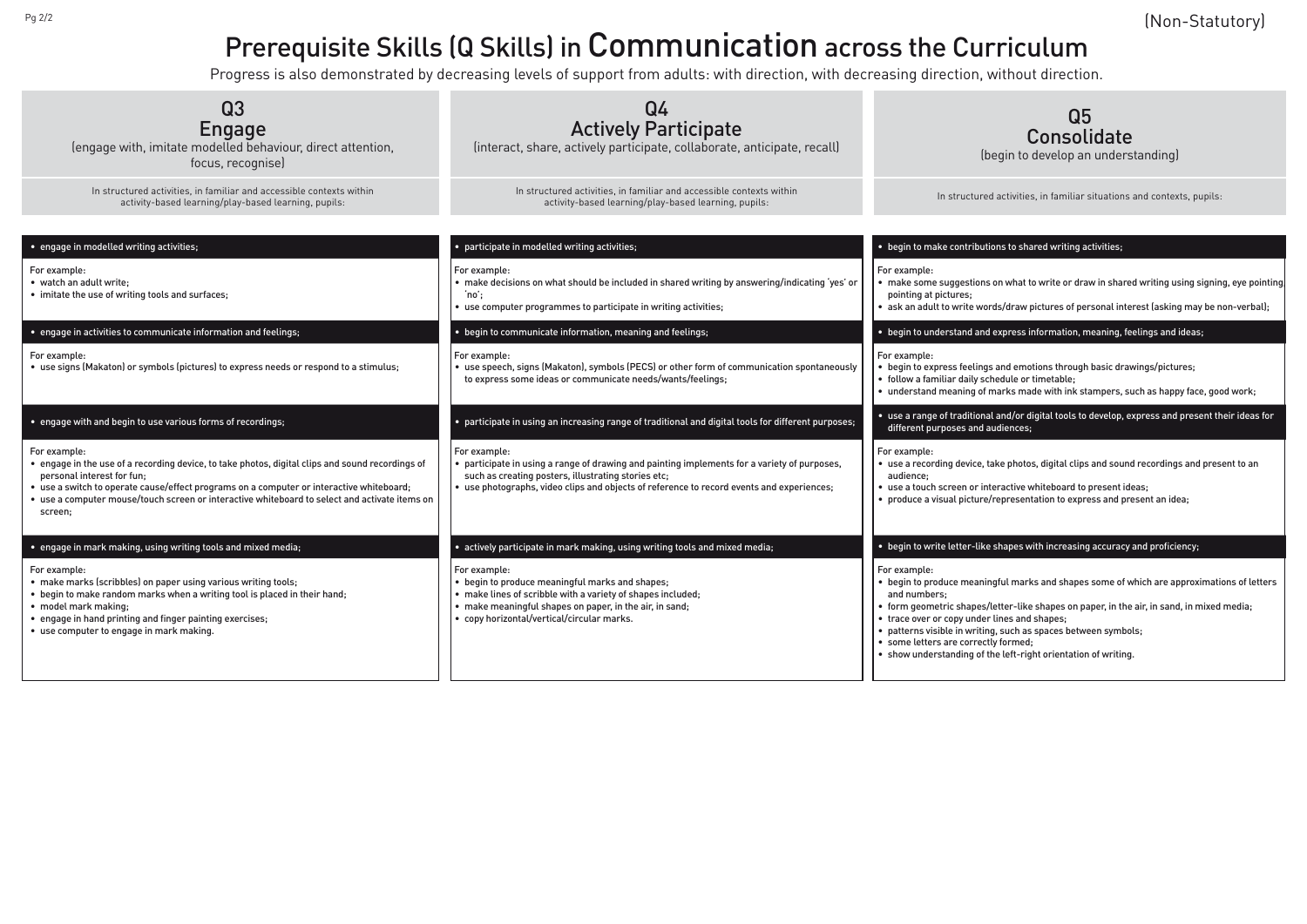(Non-Statutory)

# Prerequisite Skills (Q Skills) in Communication across the Curriculum

Progress is also demonstrated by decreasing levels of support from adults: with direction, with decreasing direction, without direction.

| Q3 Engage (engage with, imitate modelled behaviour, direct attention, focus, recognise) | Q4 Actively Participate (interact, share, actively participate, collaborate, anticipate, recall) | Q5 Consolidate (begin to develop an understanding) |
|---|---|---|
| In structured activities, in familiar and accessible contexts within activity-based learning/play-based learning, pupils: | In structured activities, in familiar and accessible contexts within activity-based learning/play-based learning, pupils: | In structured activities, in familiar situations and contexts, pupils: |
| • engage in modelled writing activities; | • participate in modelled writing activities; | • begin to make contributions to shared writing activities; |
| For example:<br>• watch an adult write;<br>• imitate the use of writing tools and surfaces; | For example:<br>• make decisions on what should be included in shared writing by answering/indicating 'yes' or 'no';<br>• use computer programmes to participate in writing activities; | For example:<br>• make some suggestions on what to write or draw in shared writing using signing, eye pointing, pointing at pictures;<br>• ask an adult to write words/draw pictures of personal interest (asking may be non-verbal); |
| • engage in activities to communicate information and feelings; | • begin to communicate information, meaning and feelings; | • begin to understand and express information, meaning, feelings and ideas; |
| For example:<br>• use signs (Makaton) or symbols (pictures) to express needs or respond to a stimulus; | For example:<br>• use speech, signs (Makaton), symbols (PECS) or other form of communication spontaneously to express some ideas or communicate needs/wants/feelings; | For example:<br>• begin to express feelings and emotions through basic drawings/pictures;<br>• follow a familiar daily schedule or timetable;<br>• understand meaning of marks made with ink stampers, such as happy face, good work; |
| • engage with and begin to use various forms of recordings; | • participate in using an increasing range of traditional and digital tools for different purposes; | • use a range of traditional and/or digital tools to develop, express and present their ideas for different purposes and audiences; |
| For example:<br>• engage in the use of a recording device, to take photos, digital clips and sound recordings of personal interest for fun;<br>• use a switch to operate cause/effect programs on a computer or interactive whiteboard;<br>• use a computer mouse/touch screen or interactive whiteboard to select and activate items on screen; | For example:<br>• participate in using a range of drawing and painting implements for a variety of purposes, such as creating posters, illustrating stories etc;<br>• use photographs, video clips and objects of reference to record events and experiences; | For example:<br>• use a recording device, take photos, digital clips and sound recordings and present to an audience;<br>• use a touch screen or interactive whiteboard to present ideas;<br>• produce a visual picture/representation to express and present an idea; |
| • engage in mark making, using writing tools and mixed media; | • actively participate in mark making, using writing tools and mixed media; | • begin to write letter-like shapes with increasing accuracy and proficiency; |
| For example:<br>• make marks (scribbles) on paper using various writing tools;<br>• begin to make random marks when a writing tool is placed in their hand;<br>• model mark making;<br>• engage in hand printing and finger painting exercises;<br>• use computer to engage in mark making. | For example:<br>• begin to produce meaningful marks and shapes;<br>• make lines of scribble with a variety of shapes included;<br>• make meaningful shapes on paper, in the air, in sand;<br>• copy horizontal/vertical/circular marks. | For example:<br>• begin to produce meaningful marks and shapes some of which are approximations of letters and numbers;<br>• form geometric shapes/letter-like shapes on paper, in the air, in sand, in mixed media;<br>• trace over or copy under lines and shapes;<br>• patterns visible in writing, such as spaces between symbols;<br>• some letters are correctly formed;<br>• show understanding of the left-right orientation of writing. |